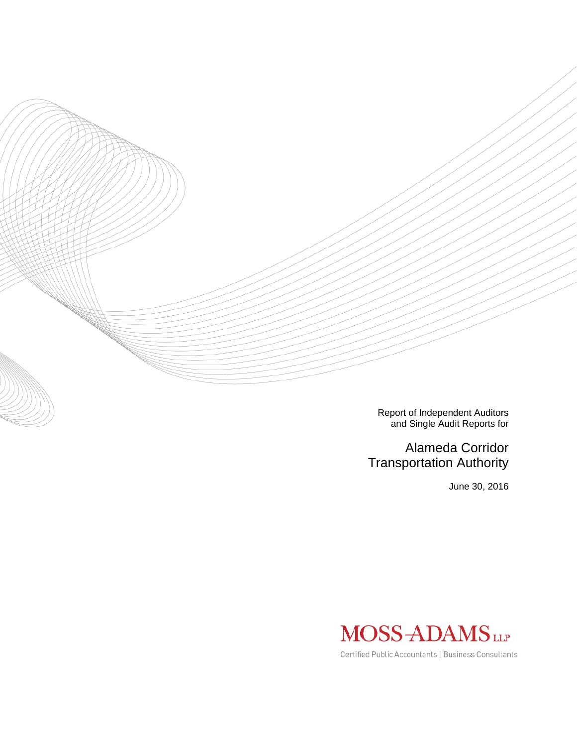Report of Independent Auditors
and Single Audit Reports for

# Alameda Corridor Transportation Authority

June 30, 2016

MOSS-ADAMS LLP

Certified Public Accountants | Business Consultants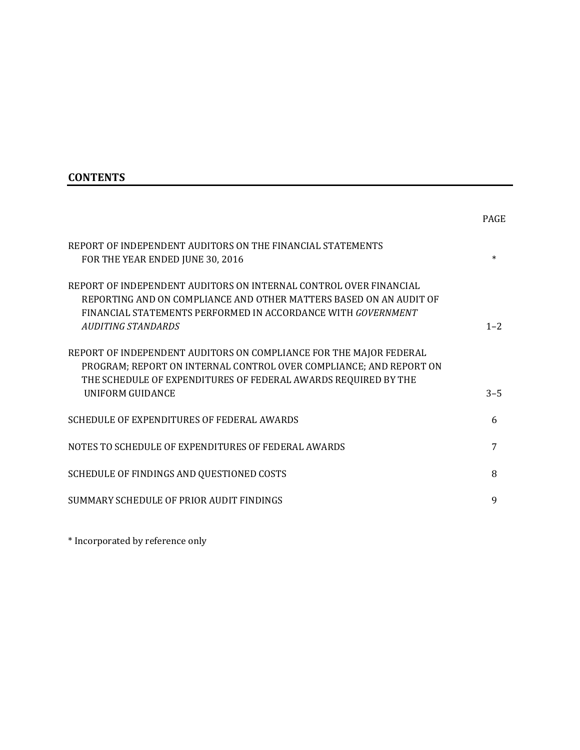## CONTENTS

| | PAGE |
|---|---|
| REPORT OF INDEPENDENT AUDITORS ON THE FINANCIAL STATEMENTS FOR THE YEAR ENDED JUNE 30, 2016 | * |
| REPORT OF INDEPENDENT AUDITORS ON INTERNAL CONTROL OVER FINANCIAL REPORTING AND ON COMPLIANCE AND OTHER MATTERS BASED ON AN AUDIT OF FINANCIAL STATEMENTS PERFORMED IN ACCORDANCE WITH *GOVERNMENT AUDITING STANDARDS* | 1–2 |
| REPORT OF INDEPENDENT AUDITORS ON COMPLIANCE FOR THE MAJOR FEDERAL PROGRAM; REPORT ON INTERNAL CONTROL OVER COMPLIANCE; AND REPORT ON THE SCHEDULE OF EXPENDITURES OF FEDERAL AWARDS REQUIRED BY THE UNIFORM GUIDANCE | 3–5 |
| SCHEDULE OF EXPENDITURES OF FEDERAL AWARDS | 6 |
| NOTES TO SCHEDULE OF EXPENDITURES OF FEDERAL AWARDS | 7 |
| SCHEDULE OF FINDINGS AND QUESTIONED COSTS | 8 |
| SUMMARY SCHEDULE OF PRIOR AUDIT FINDINGS | 9 |

* Incorporated by reference only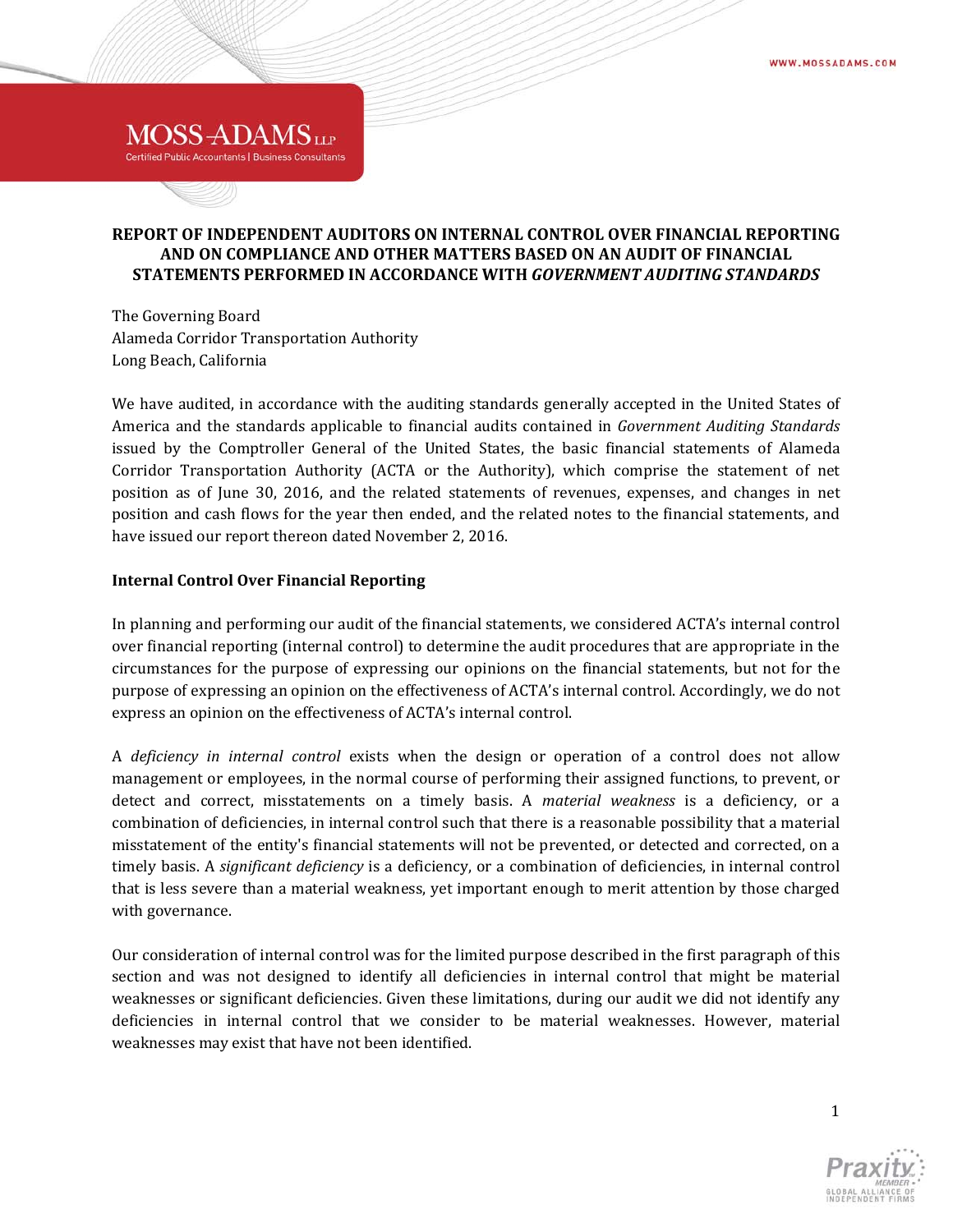# REPORT OF INDEPENDENT AUDITORS ON INTERNAL CONTROL OVER FINANCIAL REPORTING AND ON COMPLIANCE AND OTHER MATTERS BASED ON AN AUDIT OF FINANCIAL STATEMENTS PERFORMED IN ACCORDANCE WITH *GOVERNMENT AUDITING STANDARDS*

The Governing Board
Alameda Corridor Transportation Authority
Long Beach, California

We have audited, in accordance with the auditing standards generally accepted in the United States of America and the standards applicable to financial audits contained in *Government Auditing Standards* issued by the Comptroller General of the United States, the basic financial statements of Alameda Corridor Transportation Authority (ACTA or the Authority), which comprise the statement of net position as of June 30, 2016, and the related statements of revenues, expenses, and changes in net position and cash flows for the year then ended, and the related notes to the financial statements, and have issued our report thereon dated November 2, 2016.

## Internal Control Over Financial Reporting

In planning and performing our audit of the financial statements, we considered ACTA's internal control over financial reporting (internal control) to determine the audit procedures that are appropriate in the circumstances for the purpose of expressing our opinions on the financial statements, but not for the purpose of expressing an opinion on the effectiveness of ACTA's internal control. Accordingly, we do not express an opinion on the effectiveness of ACTA's internal control.

A *deficiency in internal control* exists when the design or operation of a control does not allow management or employees, in the normal course of performing their assigned functions, to prevent, or detect and correct, misstatements on a timely basis. A *material weakness* is a deficiency, or a combination of deficiencies, in internal control such that there is a reasonable possibility that a material misstatement of the entity's financial statements will not be prevented, or detected and corrected, on a timely basis. A *significant deficiency* is a deficiency, or a combination of deficiencies, in internal control that is less severe than a material weakness, yet important enough to merit attention by those charged with governance.

Our consideration of internal control was for the limited purpose described in the first paragraph of this section and was not designed to identify all deficiencies in internal control that might be material weaknesses or significant deficiencies. Given these limitations, during our audit we did not identify any deficiencies in internal control that we consider to be material weaknesses. However, material weaknesses may exist that have not been identified.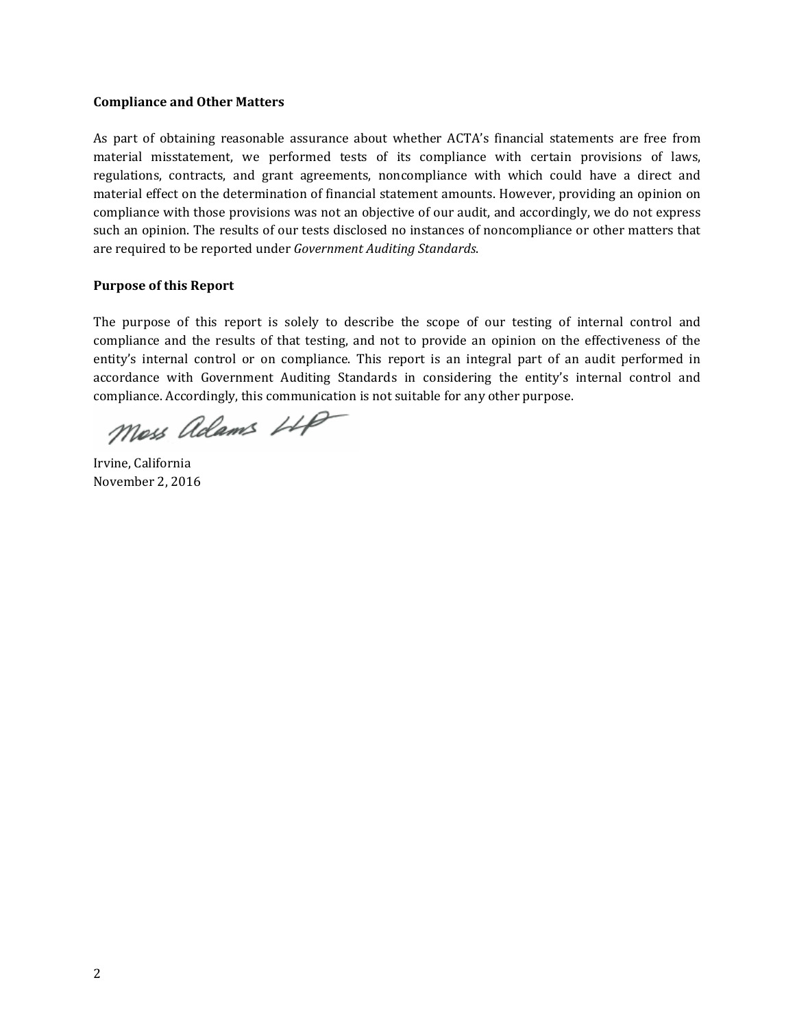**Compliance and Other Matters**

As part of obtaining reasonable assurance about whether ACTA's financial statements are free from material misstatement, we performed tests of its compliance with certain provisions of laws, regulations, contracts, and grant agreements, noncompliance with which could have a direct and material effect on the determination of financial statement amounts. However, providing an opinion on compliance with those provisions was not an objective of our audit, and accordingly, we do not express such an opinion. The results of our tests disclosed no instances of noncompliance or other matters that are required to be reported under *Government Auditing Standards*.

**Purpose of this Report**

The purpose of this report is solely to describe the scope of our testing of internal control and compliance and the results of that testing, and not to provide an opinion on the effectiveness of the entity's internal control or on compliance. This report is an integral part of an audit performed in accordance with Government Auditing Standards in considering the entity's internal control and compliance. Accordingly, this communication is not suitable for any other purpose.

Moss Adams LLP

Irvine, California
November 2, 2016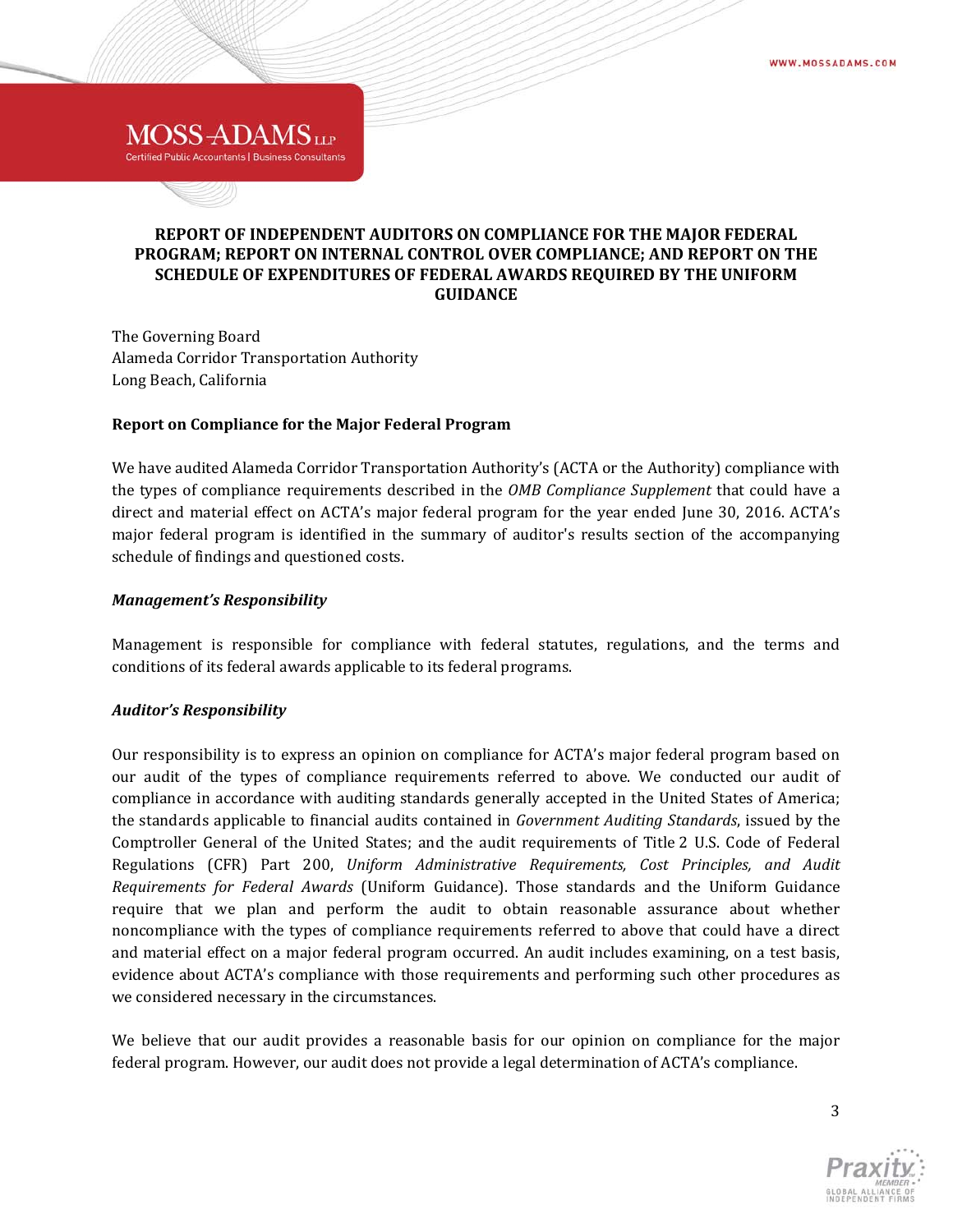# REPORT OF INDEPENDENT AUDITORS ON COMPLIANCE FOR THE MAJOR FEDERAL PROGRAM; REPORT ON INTERNAL CONTROL OVER COMPLIANCE; AND REPORT ON THE SCHEDULE OF EXPENDITURES OF FEDERAL AWARDS REQUIRED BY THE UNIFORM GUIDANCE

The Governing Board
Alameda Corridor Transportation Authority
Long Beach, California

## Report on Compliance for the Major Federal Program

We have audited Alameda Corridor Transportation Authority's (ACTA or the Authority) compliance with the types of compliance requirements described in the *OMB Compliance Supplement* that could have a direct and material effect on ACTA's major federal program for the year ended June 30, 2016. ACTA's major federal program is identified in the summary of auditor's results section of the accompanying schedule of findings and questioned costs.

### *Management's Responsibility*

Management is responsible for compliance with federal statutes, regulations, and the terms and conditions of its federal awards applicable to its federal programs.

### *Auditor's Responsibility*

Our responsibility is to express an opinion on compliance for ACTA's major federal program based on our audit of the types of compliance requirements referred to above. We conducted our audit of compliance in accordance with auditing standards generally accepted in the United States of America; the standards applicable to financial audits contained in *Government Auditing Standards*, issued by the Comptroller General of the United States; and the audit requirements of Title 2 U.S. Code of Federal Regulations (CFR) Part 200, *Uniform Administrative Requirements, Cost Principles, and Audit Requirements for Federal Awards* (Uniform Guidance). Those standards and the Uniform Guidance require that we plan and perform the audit to obtain reasonable assurance about whether noncompliance with the types of compliance requirements referred to above that could have a direct and material effect on a major federal program occurred. An audit includes examining, on a test basis, evidence about ACTA's compliance with those requirements and performing such other procedures as we considered necessary in the circumstances.

We believe that our audit provides a reasonable basis for our opinion on compliance for the major federal program. However, our audit does not provide a legal determination of ACTA's compliance.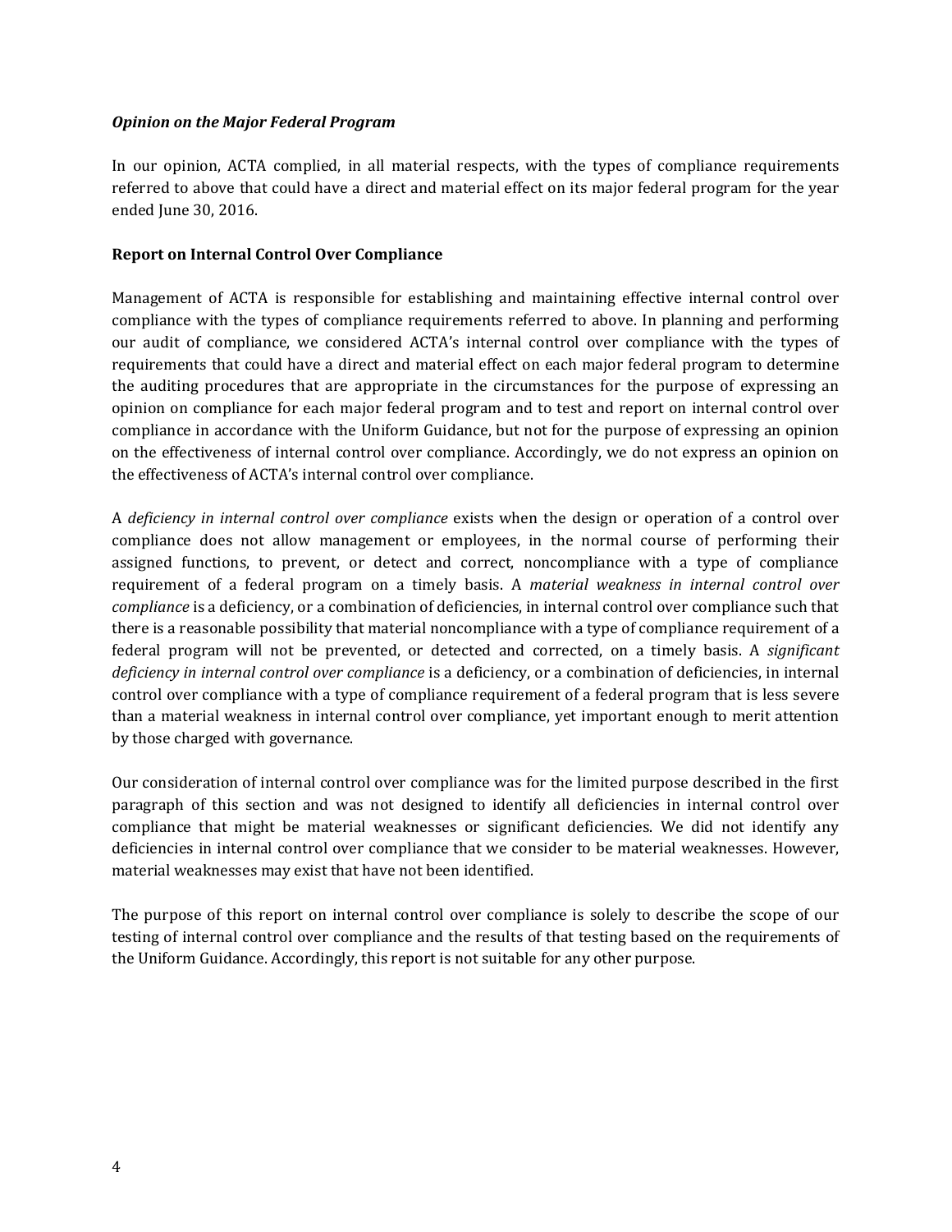***Opinion on the Major Federal Program***

In our opinion, ACTA complied, in all material respects, with the types of compliance requirements referred to above that could have a direct and material effect on its major federal program for the year ended June 30, 2016.

**Report on Internal Control Over Compliance**

Management of ACTA is responsible for establishing and maintaining effective internal control over compliance with the types of compliance requirements referred to above. In planning and performing our audit of compliance, we considered ACTA's internal control over compliance with the types of requirements that could have a direct and material effect on each major federal program to determine the auditing procedures that are appropriate in the circumstances for the purpose of expressing an opinion on compliance for each major federal program and to test and report on internal control over compliance in accordance with the Uniform Guidance, but not for the purpose of expressing an opinion on the effectiveness of internal control over compliance. Accordingly, we do not express an opinion on the effectiveness of ACTA's internal control over compliance.

A *deficiency in internal control over compliance* exists when the design or operation of a control over compliance does not allow management or employees, in the normal course of performing their assigned functions, to prevent, or detect and correct, noncompliance with a type of compliance requirement of a federal program on a timely basis. A *material weakness in internal control over compliance* is a deficiency, or a combination of deficiencies, in internal control over compliance such that there is a reasonable possibility that material noncompliance with a type of compliance requirement of a federal program will not be prevented, or detected and corrected, on a timely basis. A *significant deficiency in internal control over compliance* is a deficiency, or a combination of deficiencies, in internal control over compliance with a type of compliance requirement of a federal program that is less severe than a material weakness in internal control over compliance, yet important enough to merit attention by those charged with governance.

Our consideration of internal control over compliance was for the limited purpose described in the first paragraph of this section and was not designed to identify all deficiencies in internal control over compliance that might be material weaknesses or significant deficiencies. We did not identify any deficiencies in internal control over compliance that we consider to be material weaknesses. However, material weaknesses may exist that have not been identified.

The purpose of this report on internal control over compliance is solely to describe the scope of our testing of internal control over compliance and the results of that testing based on the requirements of the Uniform Guidance. Accordingly, this report is not suitable for any other purpose.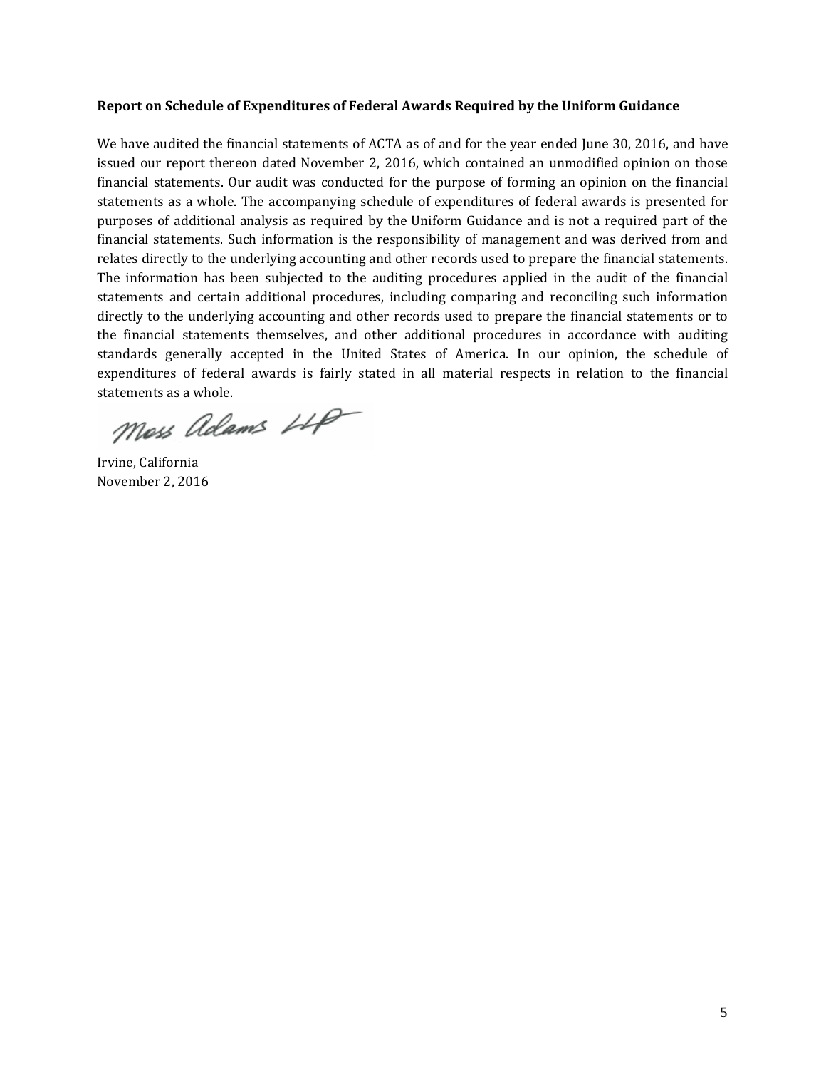**Report on Schedule of Expenditures of Federal Awards Required by the Uniform Guidance**

We have audited the financial statements of ACTA as of and for the year ended June 30, 2016, and have issued our report thereon dated November 2, 2016, which contained an unmodified opinion on those financial statements. Our audit was conducted for the purpose of forming an opinion on the financial statements as a whole. The accompanying schedule of expenditures of federal awards is presented for purposes of additional analysis as required by the Uniform Guidance and is not a required part of the financial statements. Such information is the responsibility of management and was derived from and relates directly to the underlying accounting and other records used to prepare the financial statements. The information has been subjected to the auditing procedures applied in the audit of the financial statements and certain additional procedures, including comparing and reconciling such information directly to the underlying accounting and other records used to prepare the financial statements or to the financial statements themselves, and other additional procedures in accordance with auditing standards generally accepted in the United States of America. In our opinion, the schedule of expenditures of federal awards is fairly stated in all material respects in relation to the financial statements as a whole.

Moss Adams LLP

Irvine, California
November 2, 2016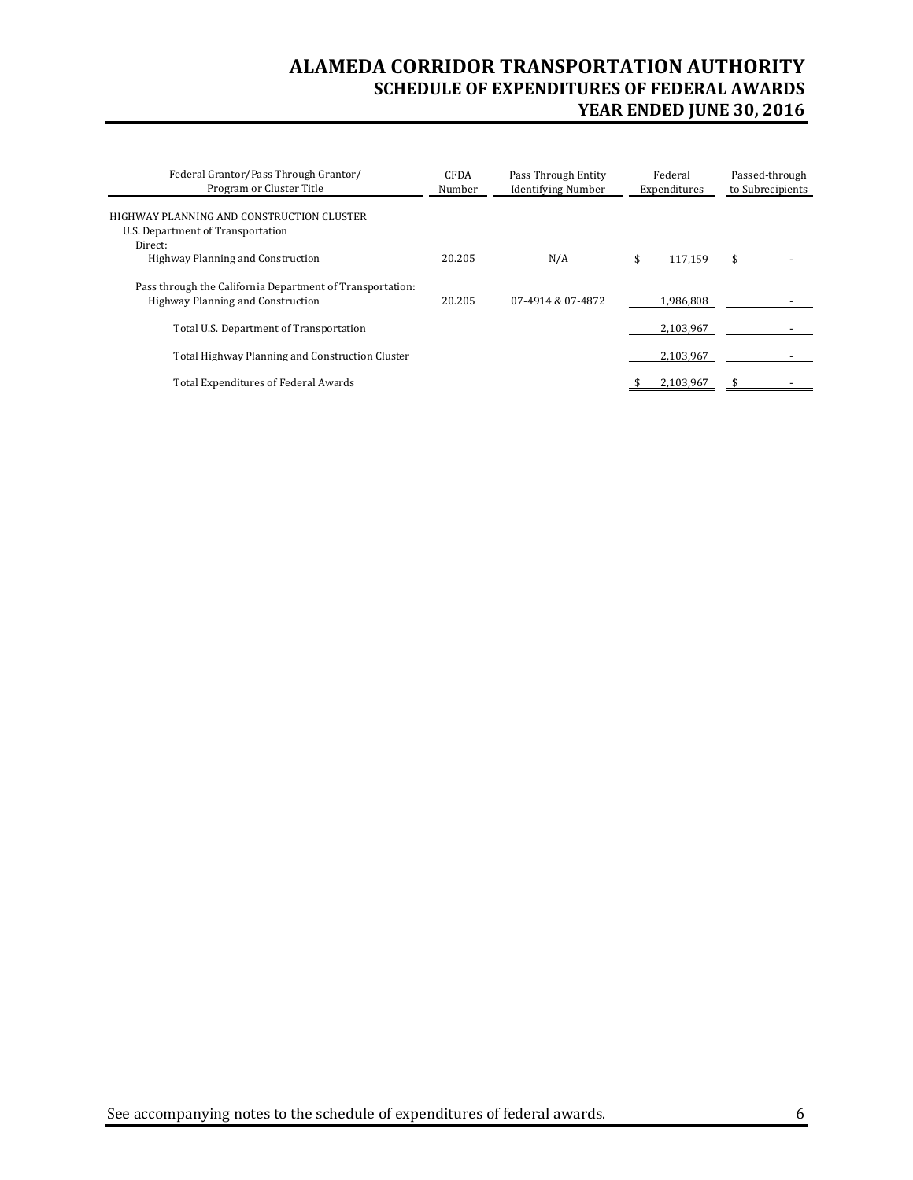# ALAMEDA CORRIDOR TRANSPORTATION AUTHORITY
## SCHEDULE OF EXPENDITURES OF FEDERAL AWARDS
## YEAR ENDED JUNE 30, 2016

| Federal Grantor/Pass Through Grantor/ Program or Cluster Title | CFDA Number | Pass Through Entity Identifying Number | Federal Expenditures | Passed-through to Subrecipients |
|---|---|---|---|---|
| HIGHWAY PLANNING AND CONSTRUCTION CLUSTER | | | | |
| U.S. Department of Transportation | | | | |
| Direct: | | | | |
| Highway Planning and Construction | 20.205 | N/A | $ 117,159 | $ - |
| Pass through the California Department of Transportation: | | | | |
| Highway Planning and Construction | 20.205 | 07-4914 & 07-4872 | 1,986,808 | - |
| Total U.S. Department of Transportation | | | 2,103,967 | - |
| Total Highway Planning and Construction Cluster | | | 2,103,967 | - |
| Total Expenditures of Federal Awards | | | $ 2,103,967 | $ - |

See accompanying notes to the schedule of expenditures of federal awards.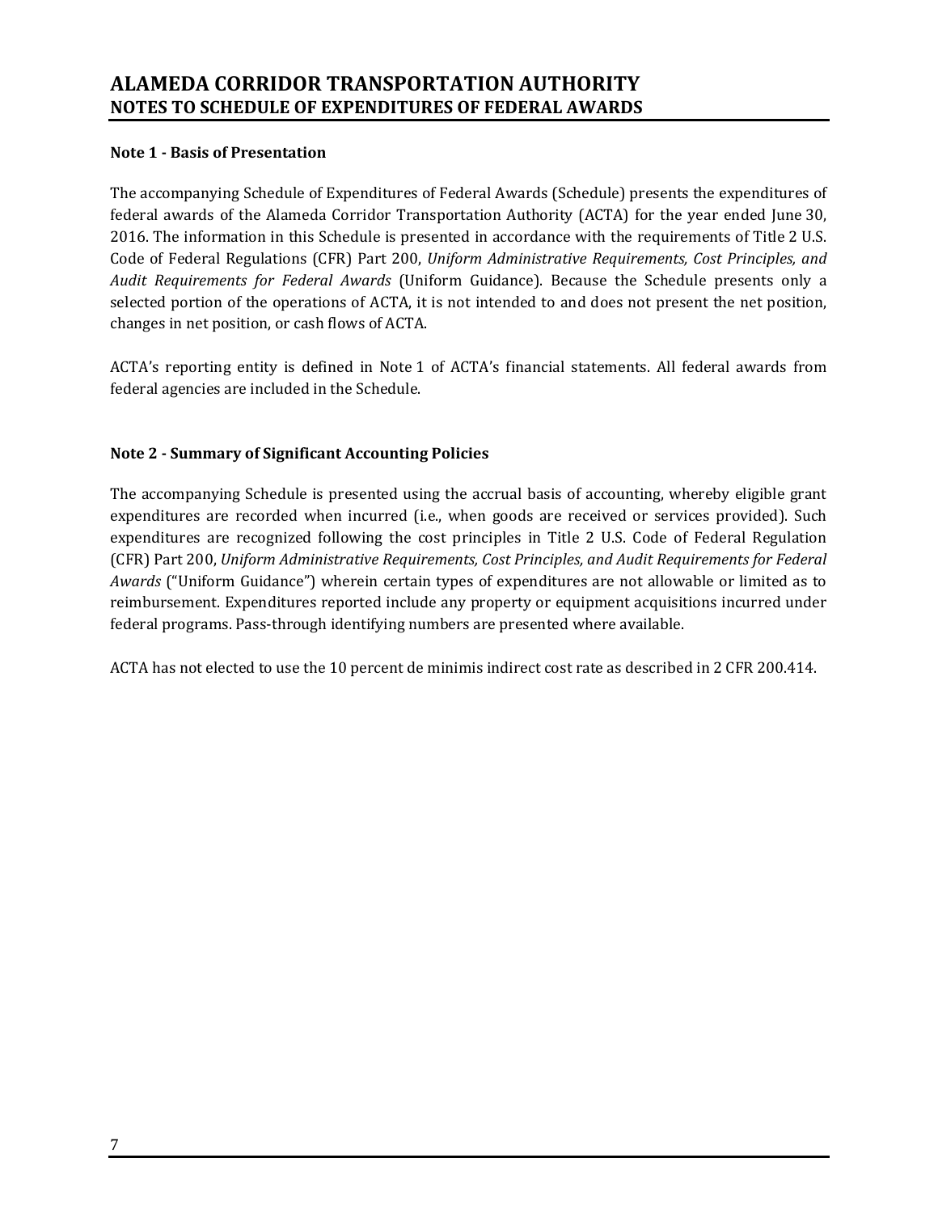# ALAMEDA CORRIDOR TRANSPORTATION AUTHORITY
## NOTES TO SCHEDULE OF EXPENDITURES OF FEDERAL AWARDS

**Note 1 - Basis of Presentation**

The accompanying Schedule of Expenditures of Federal Awards (Schedule) presents the expenditures of federal awards of the Alameda Corridor Transportation Authority (ACTA) for the year ended June 30, 2016. The information in this Schedule is presented in accordance with the requirements of Title 2 U.S. Code of Federal Regulations (CFR) Part 200, *Uniform Administrative Requirements, Cost Principles, and Audit Requirements for Federal Awards* (Uniform Guidance). Because the Schedule presents only a selected portion of the operations of ACTA, it is not intended to and does not present the net position, changes in net position, or cash flows of ACTA.

ACTA's reporting entity is defined in Note 1 of ACTA's financial statements. All federal awards from federal agencies are included in the Schedule.

**Note 2 - Summary of Significant Accounting Policies**

The accompanying Schedule is presented using the accrual basis of accounting, whereby eligible grant expenditures are recorded when incurred (i.e., when goods are received or services provided). Such expenditures are recognized following the cost principles in Title 2 U.S. Code of Federal Regulation (CFR) Part 200, *Uniform Administrative Requirements, Cost Principles, and Audit Requirements for Federal Awards* ("Uniform Guidance") wherein certain types of expenditures are not allowable or limited as to reimbursement. Expenditures reported include any property or equipment acquisitions incurred under federal programs. Pass-through identifying numbers are presented where available.

ACTA has not elected to use the 10 percent de minimis indirect cost rate as described in 2 CFR 200.414.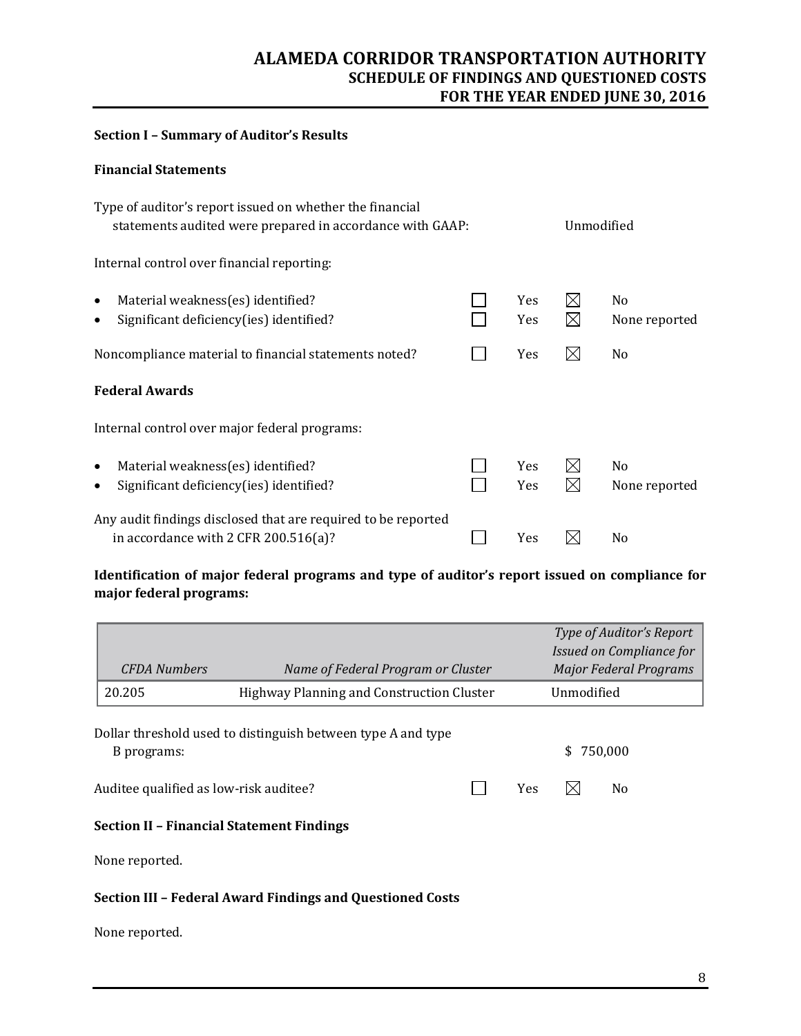# ALAMEDA CORRIDOR TRANSPORTATION AUTHORITY
## SCHEDULE OF FINDINGS AND QUESTIONED COSTS
## FOR THE YEAR ENDED JUNE 30, 2016

### Section I – Summary of Auditor's Results

**Financial Statements**

Type of auditor's report issued on whether the financial statements audited were prepared in accordance with GAAP: Unmodified

Internal control over financial reporting:

| | | | | |
|---|---|---|---|---|
| • Material weakness(es) identified? | ☐ | Yes | ☒ | No |
| • Significant deficiency(ies) identified? | ☐ | Yes | ☒ | None reported |
| Noncompliance material to financial statements noted? | ☐ | Yes | ☒ | No |

**Federal Awards**

Internal control over major federal programs:

| | | | | |
|---|---|---|---|---|
| • Material weakness(es) identified? | ☐ | Yes | ☒ | No |
| • Significant deficiency(ies) identified? | ☐ | Yes | ☒ | None reported |
| Any audit findings disclosed that are required to be reported in accordance with 2 CFR 200.516(a)? | ☐ | Yes | ☒ | No |

**Identification of major federal programs and type of auditor's report issued on compliance for major federal programs:**

| *CFDA Numbers* | *Name of Federal Program or Cluster* | *Type of Auditor's Report Issued on Compliance for Major Federal Programs* |
|---|---|---|
| 20.205 | Highway Planning and Construction Cluster | Unmodified |

Dollar threshold used to distinguish between type A and type B programs: $ 750,000

| | | | | |
|---|---|---|---|---|
| Auditee qualified as low-risk auditee? | ☐ | Yes | ☒ | No |

### Section II – Financial Statement Findings

None reported.

### Section III – Federal Award Findings and Questioned Costs

None reported.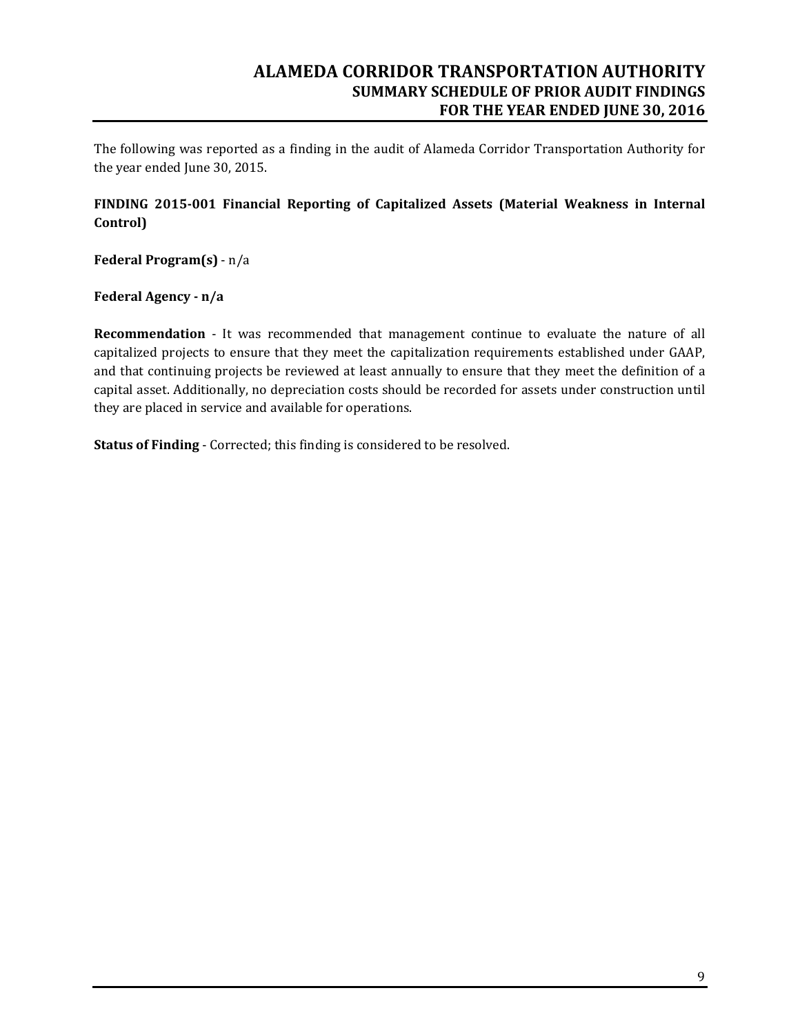# ALAMEDA CORRIDOR TRANSPORTATION AUTHORITY
## SUMMARY SCHEDULE OF PRIOR AUDIT FINDINGS
## FOR THE YEAR ENDED JUNE 30, 2016

The following was reported as a finding in the audit of Alameda Corridor Transportation Authority for the year ended June 30, 2015.

**FINDING 2015-001 Financial Reporting of Capitalized Assets (Material Weakness in Internal Control)**

**Federal Program(s)** - n/a

**Federal Agency - n/a**

**Recommendation** - It was recommended that management continue to evaluate the nature of all capitalized projects to ensure that they meet the capitalization requirements established under GAAP, and that continuing projects be reviewed at least annually to ensure that they meet the definition of a capital asset. Additionally, no depreciation costs should be recorded for assets under construction until they are placed in service and available for operations.

**Status of Finding** - Corrected; this finding is considered to be resolved.